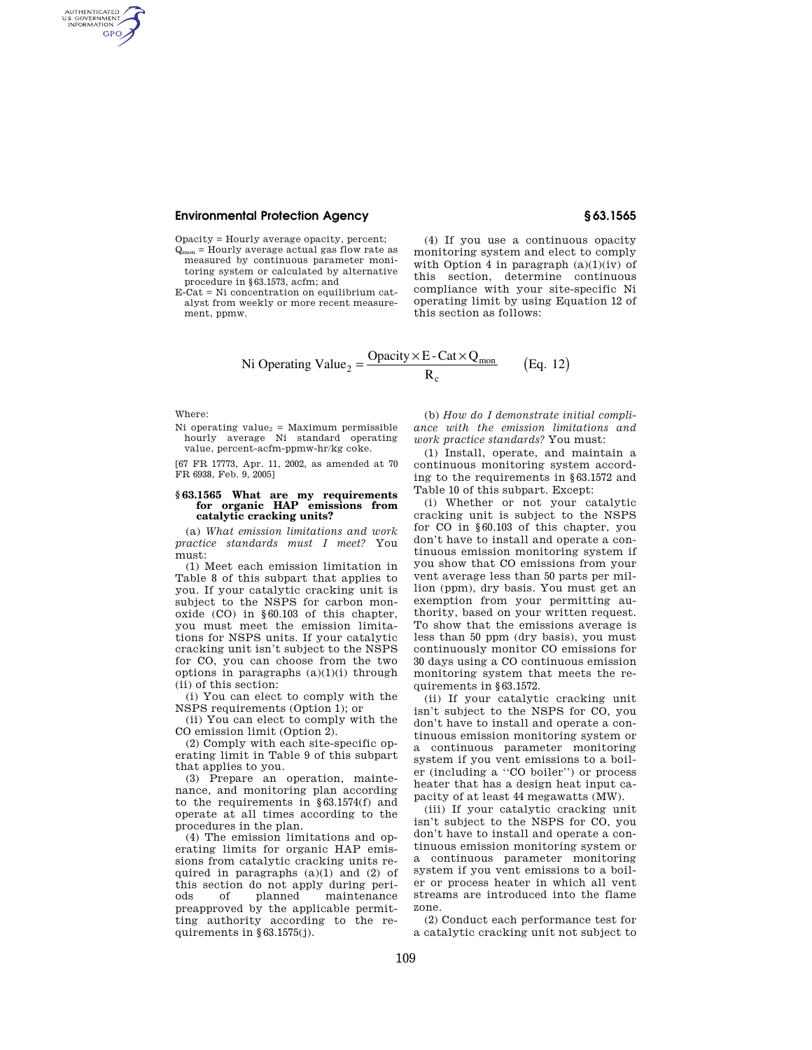Opacity = Hourly average opacity, percent;

$Q_{mon}$ = Hourly average actual gas flow rate as measured by continuous parameter monitoring system or calculated by alternative procedure in §63.1573, acfm; and

E-Cat = Ni concentration on equilibrium catalyst from weekly or more recent measurement, ppmw.

(4) If you use a continuous opacity monitoring system and elect to comply with Option 4 in paragraph (a)(1)(iv) of this section, determine continuous compliance with your site-specific Ni operating limit by using Equation 12 of this section as follows:

$$\text{Ni Operating Value}_2 = \frac{\text{Opacity} \times \text{E-Cat} \times Q_{mon}}{R_c} \qquad \text{(Eq. 12)}$$

Where:

$\text{Ni operating value}_2$ = Maximum permissible hourly average Ni standard operating value, percent-acfm-ppmw-hr/kg coke.

[67 FR 17773, Apr. 11, 2002, as amended at 70 FR 6938, Feb. 9, 2005]

### § 63.1565 What are my requirements for organic HAP emissions from catalytic cracking units?

(a) *What emission limitations and work practice standards must I meet?* You must:

(1) Meet each emission limitation in Table 8 of this subpart that applies to you. If your catalytic cracking unit is subject to the NSPS for carbon monoxide (CO) in §60.103 of this chapter, you must meet the emission limitations for NSPS units. If your catalytic cracking unit isn't subject to the NSPS for CO, you can choose from the two options in paragraphs (a)(1)(i) through (ii) of this section:

(i) You can elect to comply with the NSPS requirements (Option 1); or

(ii) You can elect to comply with the CO emission limit (Option 2).

(2) Comply with each site-specific operating limit in Table 9 of this subpart that applies to you.

(3) Prepare an operation, maintenance, and monitoring plan according to the requirements in §63.1574(f) and operate at all times according to the procedures in the plan.

(4) The emission limitations and operating limits for organic HAP emissions from catalytic cracking units required in paragraphs (a)(1) and (2) of this section do not apply during periods of planned maintenance preapproved by the applicable permitting authority according to the requirements in §63.1575(j).

(b) *How do I demonstrate initial compliance with the emission limitations and work practice standards?* You must:

(1) Install, operate, and maintain a continuous monitoring system according to the requirements in §63.1572 and Table 10 of this subpart. Except:

(i) Whether or not your catalytic cracking unit is subject to the NSPS for CO in §60.103 of this chapter, you don't have to install and operate a continuous emission monitoring system if you show that CO emissions from your vent average less than 50 parts per million (ppm), dry basis. You must get an exemption from your permitting authority, based on your written request. To show that the emissions average is less than 50 ppm (dry basis), you must continuously monitor CO emissions for 30 days using a CO continuous emission monitoring system that meets the requirements in §63.1572.

(ii) If your catalytic cracking unit is subject to the NSPS for CO, you don't have to install and operate a continuous emission monitoring system or a continuous parameter monitoring system if you vent emissions to a boiler (including a "CO boiler") or process heater that has a design heat input capacity of at least 44 megawatts (MW).

(iii) If your catalytic cracking unit isn't subject to the NSPS for CO, you don't have to install and operate a continuous emission monitoring system or a continuous parameter monitoring system if you vent emissions to a boiler or process heater in which all vent streams are introduced into the flame zone.

(2) Conduct each performance test for a catalytic cracking unit not subject to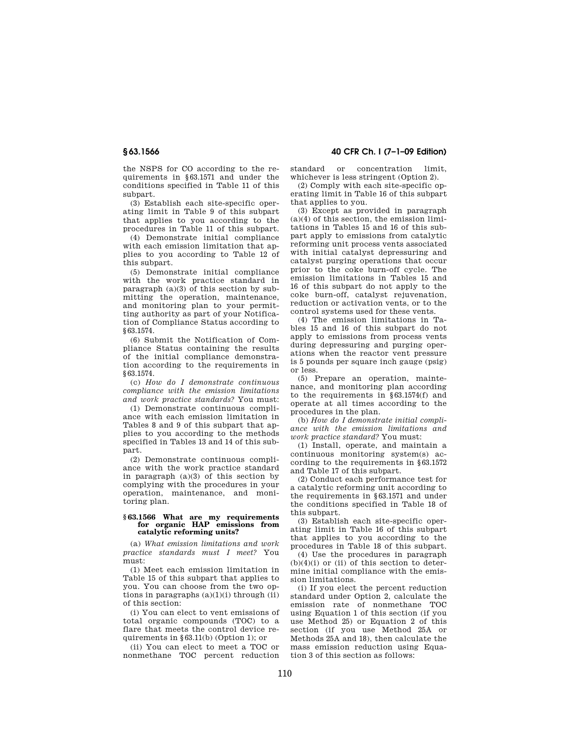the NSPS for CO according to the requirements in §63.1571 and under the conditions specified in Table 11 of this subpart.

(3) Establish each site-specific operating limit in Table 9 of this subpart that applies to you according to the procedures in Table 11 of this subpart.

(4) Demonstrate initial compliance with each emission limitation that applies to you according to Table 12 of this subpart.

(5) Demonstrate initial compliance with the work practice standard in paragraph (a)(3) of this section by submitting the operation, maintenance, and monitoring plan to your permitting authority as part of your Notification of Compliance Status according to §63.1574.

(6) Submit the Notification of Compliance Status containing the results of the initial compliance demonstration according to the requirements in §63.1574.

(c) *How do I demonstrate continuous compliance with the emission limitations and work practice standards?* You must:

(1) Demonstrate continuous compliance with each emission limitation in Tables 8 and 9 of this subpart that applies to you according to the methods specified in Tables 13 and 14 of this subpart.

(2) Demonstrate continuous compliance with the work practice standard in paragraph (a)(3) of this section by complying with the procedures in your operation, maintenance, and monitoring plan.

### §63.1566 What are my requirements for organic HAP emissions from catalytic reforming units?

(a) *What emission limitations and work practice standards must I meet?* You must:

(1) Meet each emission limitation in Table 15 of this subpart that applies to you. You can choose from the two options in paragraphs (a)(1)(i) through (ii) of this section:

(i) You can elect to vent emissions of total organic compounds (TOC) to a flare that meets the control device requirements in §63.11(b) (Option 1); or

(ii) You can elect to meet a TOC or nonmethane TOC percent reduction standard or concentration limit, whichever is less stringent (Option 2).

(2) Comply with each site-specific operating limit in Table 16 of this subpart that applies to you.

(3) Except as provided in paragraph (a)(4) of this section, the emission limitations in Tables 15 and 16 of this subpart apply to emissions from catalytic reforming unit process vents associated with initial catalyst depressuring and catalyst purging operations that occur prior to the coke burn-off cycle. The emission limitations in Tables 15 and 16 of this subpart do not apply to the coke burn-off, catalyst rejuvenation, reduction or activation vents, or to the control systems used for these vents.

(4) The emission limitations in Tables 15 and 16 of this subpart do not apply to emissions from process vents during depressuring and purging operations when the reactor vent pressure is 5 pounds per square inch gauge (psig) or less.

(5) Prepare an operation, maintenance, and monitoring plan according to the requirements in §63.1574(f) and operate at all times according to the procedures in the plan.

(b) *How do I demonstrate initial compliance with the emission limitations and work practice standard?* You must:

(1) Install, operate, and maintain a continuous monitoring system(s) according to the requirements in §63.1572 and Table 17 of this subpart.

(2) Conduct each performance test for a catalytic reforming unit according to the requirements in §63.1571 and under the conditions specified in Table 18 of this subpart.

(3) Establish each site-specific operating limit in Table 16 of this subpart that applies to you according to the procedures in Table 18 of this subpart.

(4) Use the procedures in paragraph (b)(4)(i) or (ii) of this section to determine initial compliance with the emission limitations.

(i) If you elect the percent reduction standard under Option 2, calculate the emission rate of nonmethane TOC using Equation 1 of this section (if you use Method 25) or Equation 2 of this section (if you use Method 25A or Methods 25A and 18), then calculate the mass emission reduction using Equation 3 of this section as follows: